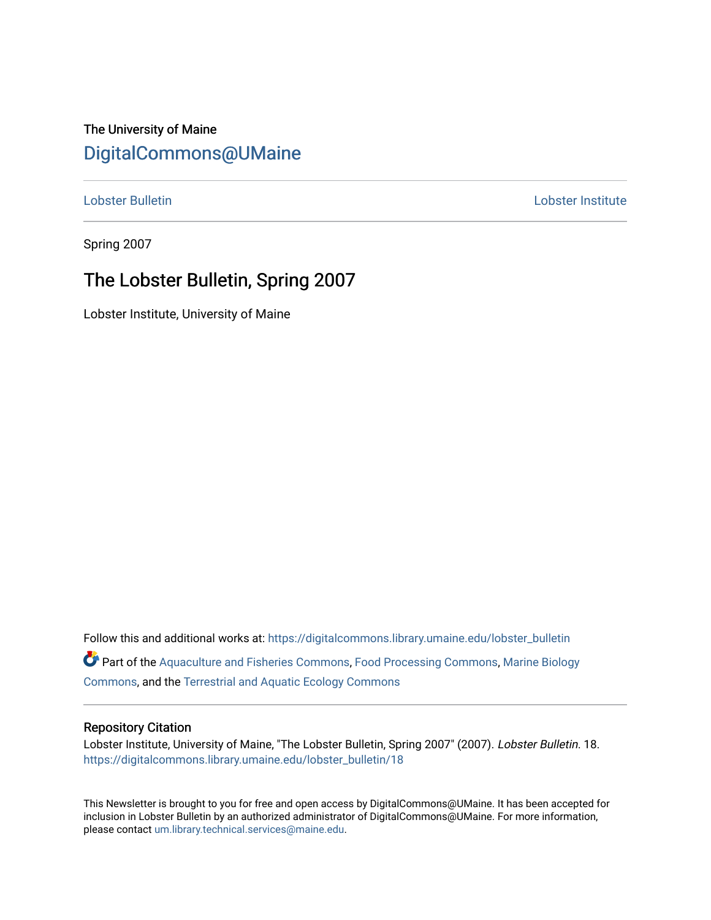The University of Maine

# DigitalCommons@UMaine

Lobster Bulletin | Lobster Institute

Spring 2007

## The Lobster Bulletin, Spring 2007

Lobster Institute, University of Maine

Follow this and additional works at: https://digitalcommons.library.umaine.edu/lobster_bulletin

Part of the Aquaculture and Fisheries Commons, Food Processing Commons, Marine Biology Commons, and the Terrestrial and Aquatic Ecology Commons

### Repository Citation

Lobster Institute, University of Maine, "The Lobster Bulletin, Spring 2007" (2007). *Lobster Bulletin*. 18.
https://digitalcommons.library.umaine.edu/lobster_bulletin/18

This Newsletter is brought to you for free and open access by DigitalCommons@UMaine. It has been accepted for inclusion in Lobster Bulletin by an authorized administrator of DigitalCommons@UMaine. For more information, please contact um.library.technical.services@maine.edu.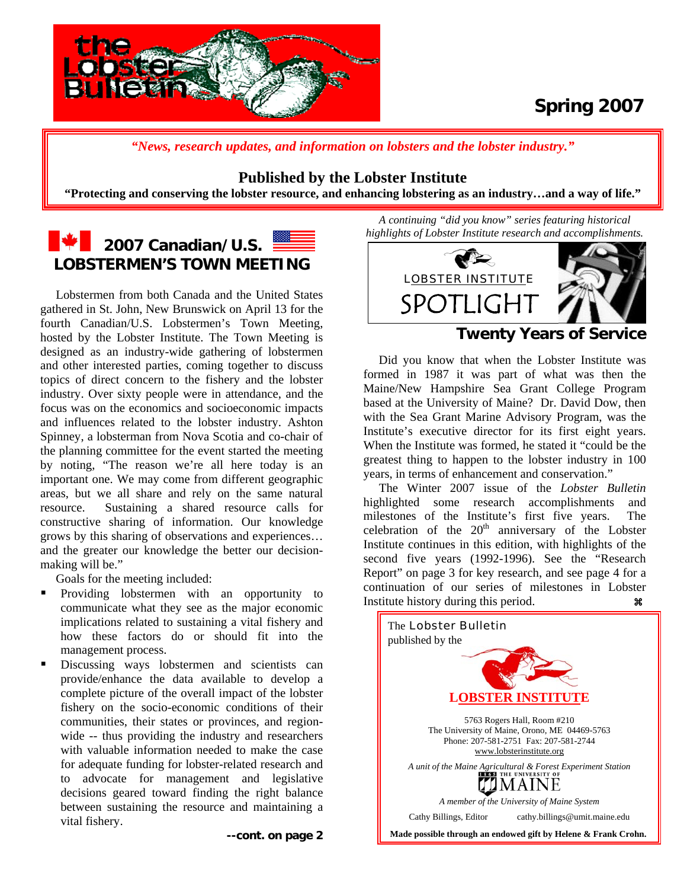# the Lobster Bulletin

**Spring 2007**

*"News, research updates, and information on lobsters and the lobster industry."*

**Published by the Lobster Institute**

**"Protecting and conserving the lobster resource, and enhancing lobstering as an industry…and a way of life."**

## 2007 Canadian/U.S. LOBSTERMEN'S TOWN MEETING

Lobstermen from both Canada and the United States gathered in St. John, New Brunswick on April 13 for the fourth Canadian/U.S. Lobstermen's Town Meeting, hosted by the Lobster Institute. The Town Meeting is designed as an industry-wide gathering of lobstermen and other interested parties, coming together to discuss topics of direct concern to the fishery and the lobster industry. Over sixty people were in attendance, and the focus was on the economics and socioeconomic impacts and influences related to the lobster industry. Ashton Spinney, a lobsterman from Nova Scotia and co-chair of the planning committee for the event started the meeting by noting, "The reason we're all here today is an important one. We may come from different geographic areas, but we all share and rely on the same natural resource. Sustaining a shared resource calls for constructive sharing of information. Our knowledge grows by this sharing of observations and experiences… and the greater our knowledge the better our decision-making will be."

Goals for the meeting included:

- Providing lobstermen with an opportunity to communicate what they see as the major economic implications related to sustaining a vital fishery and how these factors do or should fit into the management process.
- Discussing ways lobstermen and scientists can provide/enhance the data available to develop a complete picture of the overall impact of the lobster fishery on the socio-economic conditions of their communities, their states or provinces, and region-wide -- thus providing the industry and researchers with valuable information needed to make the case for adequate funding for lobster-related research and to advocate for management and legislative decisions geared toward finding the right balance between sustaining the resource and maintaining a vital fishery.

**--cont. on page 2**

*A continuing "did you know" series featuring historical highlights of Lobster Institute research and accomplishments.*

LOBSTER INSTITUTE SPOTLIGHT

### Twenty Years of Service

Did you know that when the Lobster Institute was formed in 1987 it was part of what was then the Maine/New Hampshire Sea Grant College Program based at the University of Maine? Dr. David Dow, then with the Sea Grant Marine Advisory Program, was the Institute's executive director for its first eight years. When the Institute was formed, he stated it "could be the greatest thing to happen to the lobster industry in 100 years, in terms of enhancement and conservation."

The Winter 2007 issue of the *Lobster Bulletin* highlighted some research accomplishments and milestones of the Institute's first five years. The celebration of the 20th anniversary of the Lobster Institute continues in this edition, with highlights of the second five years (1992-1996). See the "Research Report" on page 3 for key research, and see page 4 for a continuation of our series of milestones in Lobster Institute history during this period. ⌘

The Lobster Bulletin published by the

**LOBSTER INSTITUTE**

5763 Rogers Hall, Room #210
The University of Maine, Orono, ME 04469-5763
Phone: 207-581-2751 Fax: 207-581-2744
www.lobsterinstitute.org

*A unit of the Maine Agricultural & Forest Experiment Station*
THE UNIVERSITY OF MAINE
*A member of the University of Maine System*

Cathy Billings, Editor cathy.billings@umit.maine.edu

**Made possible through an endowed gift by Helene & Frank Crohn.**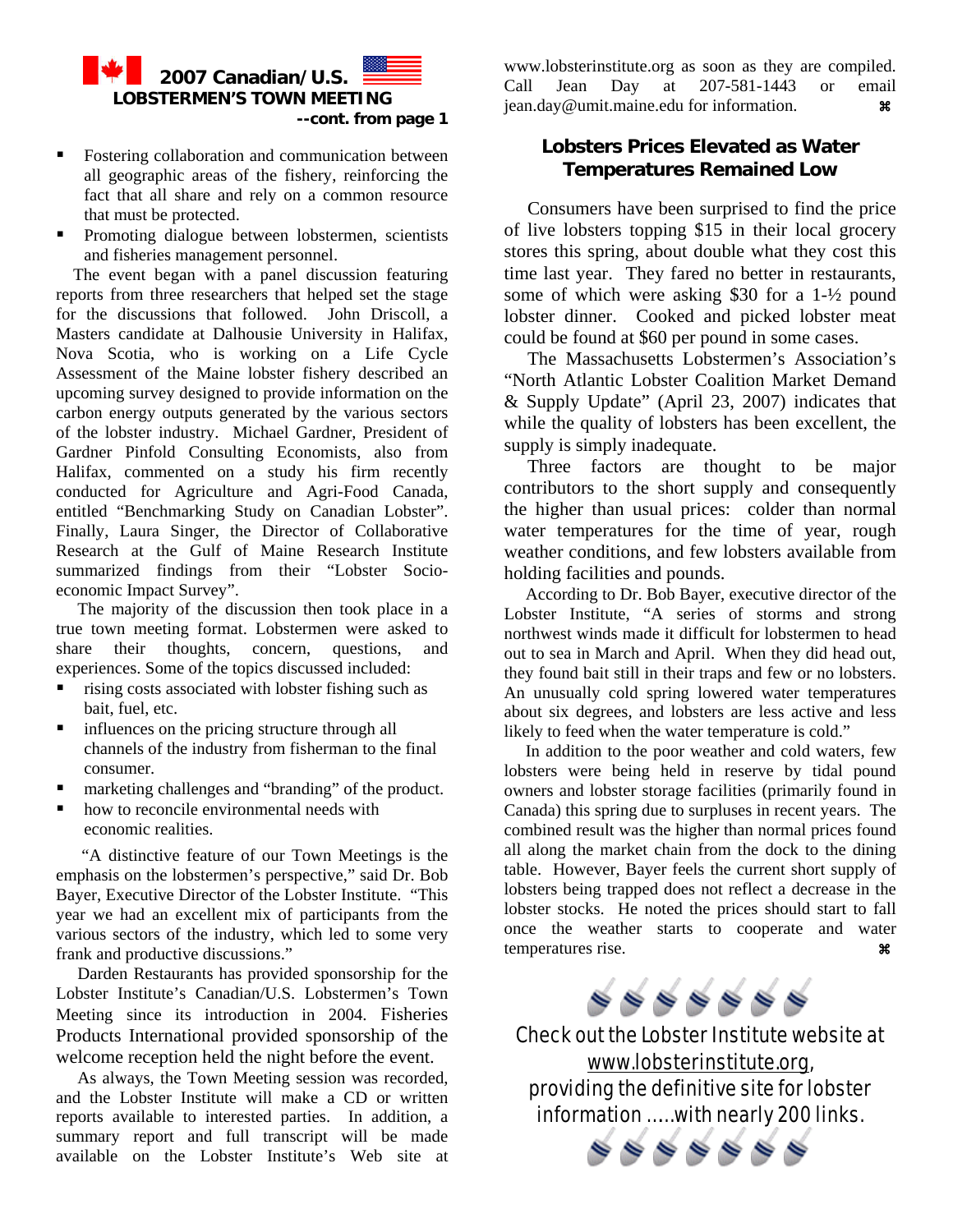## 2007 Canadian/U.S. LOBSTERMEN'S TOWN MEETING

**--cont. from page 1**

- Fostering collaboration and communication between all geographic areas of the fishery, reinforcing the fact that all share and rely on a common resource that must be protected.
- Promoting dialogue between lobstermen, scientists and fisheries management personnel.

The event began with a panel discussion featuring reports from three researchers that helped set the stage for the discussions that followed. John Driscoll, a Masters candidate at Dalhousie University in Halifax, Nova Scotia, who is working on a Life Cycle Assessment of the Maine lobster fishery described an upcoming survey designed to provide information on the carbon energy outputs generated by the various sectors of the lobster industry. Michael Gardner, President of Gardner Pinfold Consulting Economists, also from Halifax, commented on a study his firm recently conducted for Agriculture and Agri-Food Canada, entitled "Benchmarking Study on Canadian Lobster". Finally, Laura Singer, the Director of Collaborative Research at the Gulf of Maine Research Institute summarized findings from their "Lobster Socio-economic Impact Survey".

The majority of the discussion then took place in a true town meeting format. Lobstermen were asked to share their thoughts, concern, questions, and experiences. Some of the topics discussed included:

- rising costs associated with lobster fishing such as bait, fuel, etc.
- influences on the pricing structure through all channels of the industry from fisherman to the final consumer.
- marketing challenges and "branding" of the product.
- how to reconcile environmental needs with economic realities.

"A distinctive feature of our Town Meetings is the emphasis on the lobstermen's perspective," said Dr. Bob Bayer, Executive Director of the Lobster Institute. "This year we had an excellent mix of participants from the various sectors of the industry, which led to some very frank and productive discussions."

Darden Restaurants has provided sponsorship for the Lobster Institute's Canadian/U.S. Lobstermen's Town Meeting since its introduction in 2004. Fisheries Products International provided sponsorship of the welcome reception held the night before the event.

As always, the Town Meeting session was recorded, and the Lobster Institute will make a CD or written reports available to interested parties. In addition, a summary report and full transcript will be made available on the Lobster Institute's Web site at www.lobsterinstitute.org as soon as they are compiled. Call Jean Day at 207-581-1443 or email jean.day@umit.maine.edu for information. ⌘

## Lobsters Prices Elevated as Water Temperatures Remained Low

Consumers have been surprised to find the price of live lobsters topping $15 in their local grocery stores this spring, about double what they cost this time last year. They fared no better in restaurants, some of which were asking $30 for a 1-½ pound lobster dinner. Cooked and picked lobster meat could be found at $60 per pound in some cases.

The Massachusetts Lobstermen's Association's "North Atlantic Lobster Coalition Market Demand & Supply Update" (April 23, 2007) indicates that while the quality of lobsters has been excellent, the supply is simply inadequate.

Three factors are thought to be major contributors to the short supply and consequently the higher than usual prices: colder than normal water temperatures for the time of year, rough weather conditions, and few lobsters available from holding facilities and pounds.

According to Dr. Bob Bayer, executive director of the Lobster Institute, "A series of storms and strong northwest winds made it difficult for lobstermen to head out to sea in March and April. When they did head out, they found bait still in their traps and few or no lobsters. An unusually cold spring lowered water temperatures about six degrees, and lobsters are less active and less likely to feed when the water temperature is cold."

In addition to the poor weather and cold waters, few lobsters were being held in reserve by tidal pound owners and lobster storage facilities (primarily found in Canada) this spring due to surpluses in recent years. The combined result was the higher than normal prices found all along the market chain from the dock to the dining table. However, Bayer feels the current short supply of lobsters being trapped does not reflect a decrease in the lobster stocks. He noted the prices should start to fall once the weather starts to cooperate and water temperatures rise. ⌘

Check out the Lobster Institute website at www.lobsterinstitute.org, providing the definitive site for lobster information .....with nearly 200 links.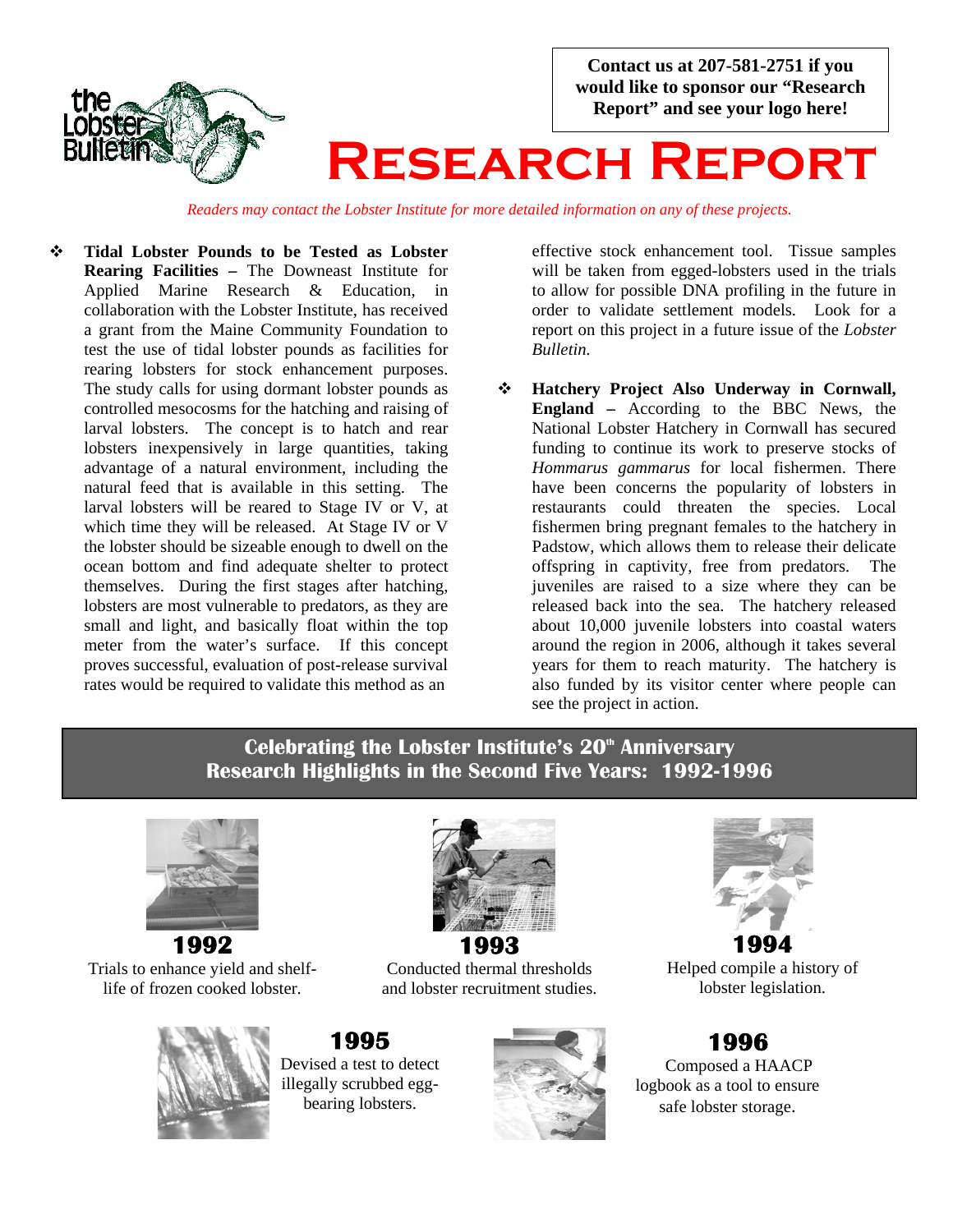Contact us at 207-581-2751 if you would like to sponsor our "Research Report" and see your logo here!

# Research Report

*Readers may contact the Lobster Institute for more detailed information on any of these projects.*

- **Tidal Lobster Pounds to be Tested as Lobster Rearing Facilities –** The Downeast Institute for Applied Marine Research & Education, in collaboration with the Lobster Institute, has received a grant from the Maine Community Foundation to test the use of tidal lobster pounds as facilities for rearing lobsters for stock enhancement purposes. The study calls for using dormant lobster pounds as controlled mesocosms for the hatching and raising of larval lobsters. The concept is to hatch and rear lobsters inexpensively in large quantities, taking advantage of a natural environment, including the natural feed that is available in this setting. The larval lobsters will be reared to Stage IV or V, at which time they will be released. At Stage IV or V the lobster should be sizeable enough to dwell on the ocean bottom and find adequate shelter to protect themselves. During the first stages after hatching, lobsters are most vulnerable to predators, as they are small and light, and basically float within the top meter from the water's surface. If this concept proves successful, evaluation of post-release survival rates would be required to validate this method as an effective stock enhancement tool. Tissue samples will be taken from egged-lobsters used in the trials to allow for possible DNA profiling in the future in order to validate settlement models. Look for a report on this project in a future issue of the *Lobster Bulletin.*

- **Hatchery Project Also Underway in Cornwall, England –** According to the BBC News, the National Lobster Hatchery in Cornwall has secured funding to continue its work to preserve stocks of *Hommarus gammarus* for local fishermen. There have been concerns the popularity of lobsters in restaurants could threaten the species. Local fishermen bring pregnant females to the hatchery in Padstow, which allows them to release their delicate offspring in captivity, free from predators. The juveniles are raised to a size where they can be released back into the sea. The hatchery released about 10,000 juvenile lobsters into coastal waters around the region in 2006, although it takes several years for them to reach maturity. The hatchery is also funded by its visitor center where people can see the project in action.

## Celebrating the Lobster Institute's 20th Anniversary
## Research Highlights in the Second Five Years: 1992-1996

**1992**
Trials to enhance yield and shelf-life of frozen cooked lobster.

**1993**
Conducted thermal thresholds and lobster recruitment studies.

**1994**
Helped compile a history of lobster legislation.

**1995**
Devised a test to detect illegally scrubbed egg-bearing lobsters.

**1996**
Composed a HAACP logbook as a tool to ensure safe lobster storage.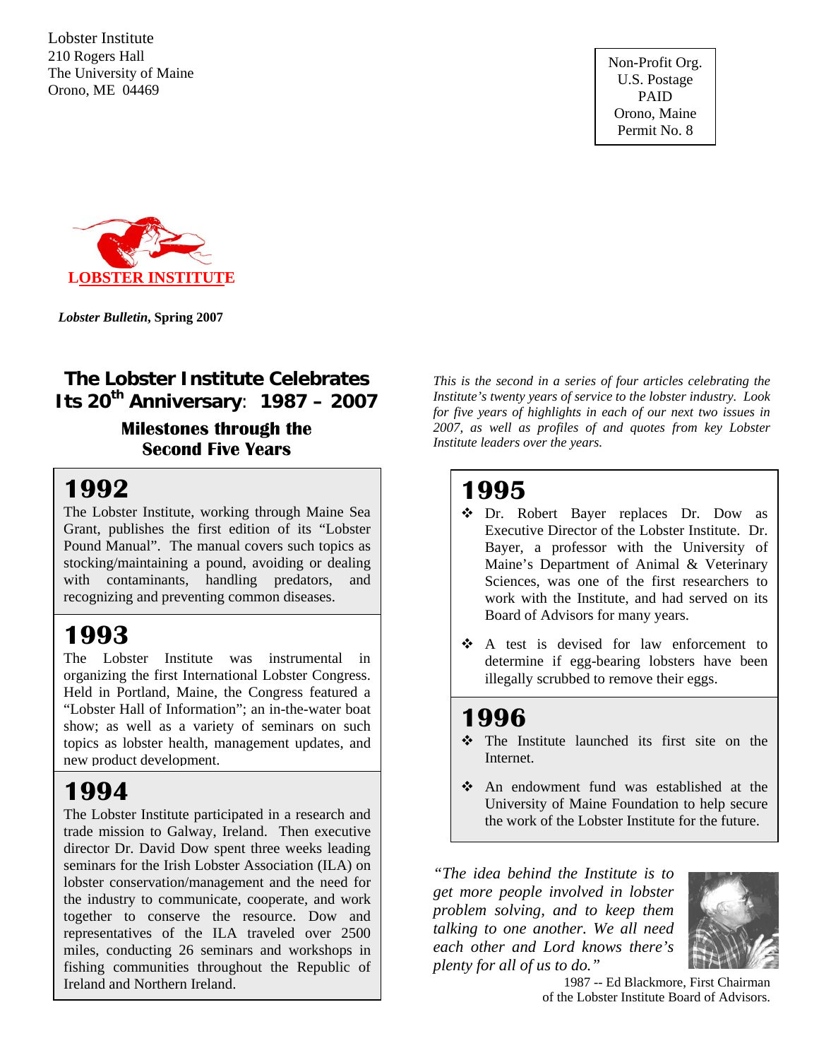Lobster Institute
210 Rogers Hall
The University of Maine
Orono, ME 04469

Non-Profit Org.
U.S. Postage
PAID
Orono, Maine
Permit No. 8

LOBSTER INSTITUTE

***Lobster Bulletin*, Spring 2007**

# The Lobster Institute Celebrates Its 20th Anniversary: 1987 – 2007

## Milestones through the Second Five Years

*This is the second in a series of four articles celebrating the Institute's twenty years of service to the lobster industry. Look for five years of highlights in each of our next two issues in 2007, as well as profiles of and quotes from key Lobster Institute leaders over the years.*

### 1992

The Lobster Institute, working through Maine Sea Grant, publishes the first edition of its "Lobster Pound Manual". The manual covers such topics as stocking/maintaining a pound, avoiding or dealing with contaminants, handling predators, and recognizing and preventing common diseases.

### 1993

The Lobster Institute was instrumental in organizing the first International Lobster Congress. Held in Portland, Maine, the Congress featured a "Lobster Hall of Information"; an in-the-water boat show; as well as a variety of seminars on such topics as lobster health, management updates, and new product development.

### 1994

The Lobster Institute participated in a research and trade mission to Galway, Ireland. Then executive director Dr. David Dow spent three weeks leading seminars for the Irish Lobster Association (ILA) on lobster conservation/management and the need for the industry to communicate, cooperate, and work together to conserve the resource. Dow and representatives of the ILA traveled over 2500 miles, conducting 26 seminars and workshops in fishing communities throughout the Republic of Ireland and Northern Ireland.

### 1995

- Dr. Robert Bayer replaces Dr. Dow as Executive Director of the Lobster Institute. Dr. Bayer, a professor with the University of Maine's Department of Animal & Veterinary Sciences, was one of the first researchers to work with the Institute, and had served on its Board of Advisors for many years.
- A test is devised for law enforcement to determine if egg-bearing lobsters have been illegally scrubbed to remove their eggs.

### 1996

- The Institute launched its first site on the Internet.
- An endowment fund was established at the University of Maine Foundation to help secure the work of the Lobster Institute for the future.

*"The idea behind the Institute is to get more people involved in lobster problem solving, and to keep them talking to one another. We all need each other and Lord knows there's plenty for all of us to do."*

1987 -- Ed Blackmore, First Chairman of the Lobster Institute Board of Advisors.